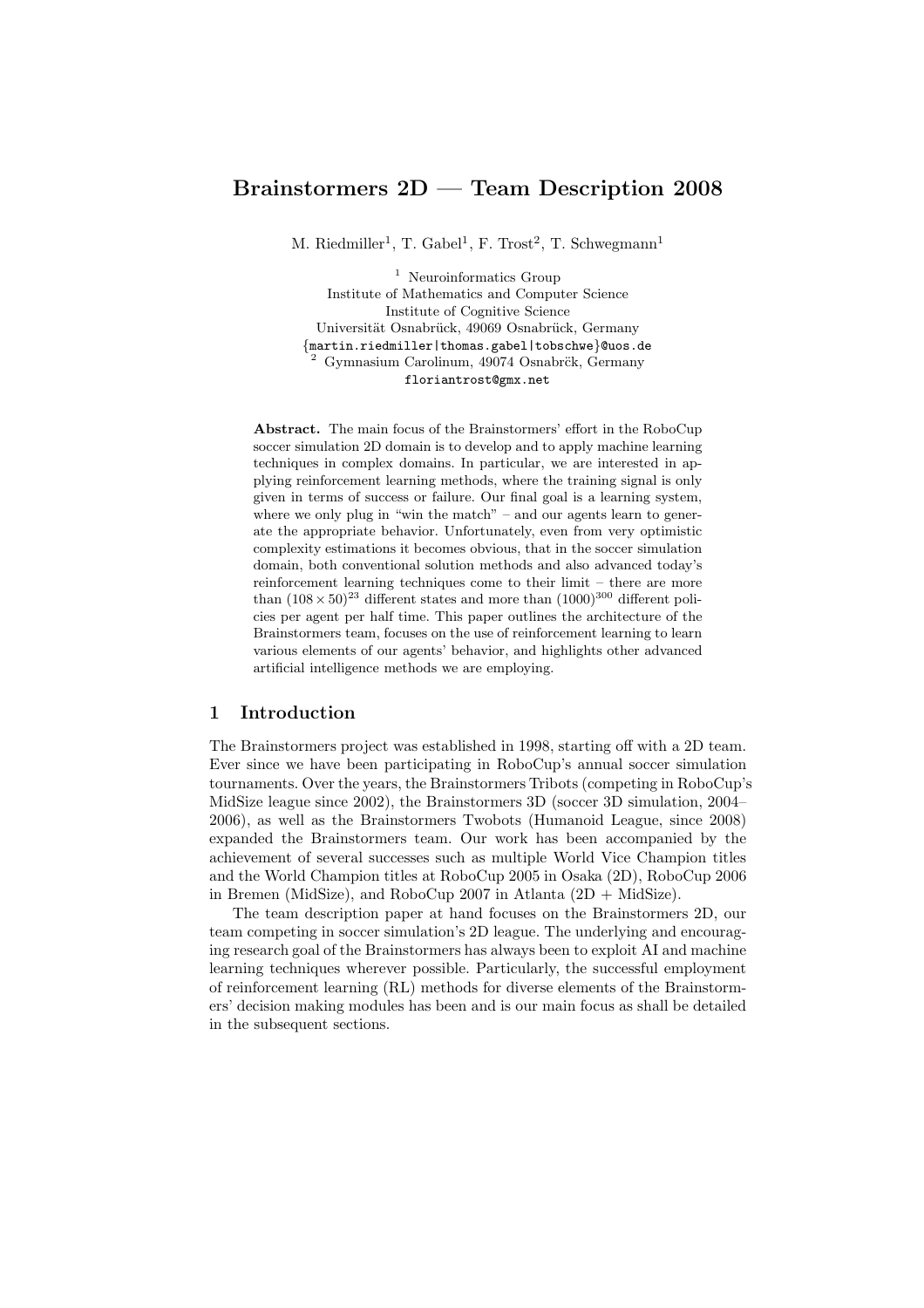# Brainstormers 2D — Team Description 2008

M. Riedmiller[1], T. Gabel[1], F. Trost[2], T. Schwegmann[1]

[1] Neuroinformatics Group
Institute of Mathematics and Computer Science
Institute of Cognitive Science
Universität Osnabrück, 49069 Osnabrück, Germany
{martin.riedmiller|thomas.gabel|tobschwe}@uos.de
[2] Gymnasium Carolinum, 49074 Osnabrück, Germany
floriantrost@gmx.net

**Abstract.** The main focus of the Brainstormers' effort in the RoboCup soccer simulation 2D domain is to develop and to apply machine learning techniques in complex domains. In particular, we are interested in applying reinforcement learning methods, where the training signal is only given in terms of success or failure. Our final goal is a learning system, where we only plug in "win the match" – and our agents learn to generate the appropriate behavior. Unfortunately, even from very optimistic complexity estimations it becomes obvious, that in the soccer simulation domain, both conventional solution methods and also advanced today's reinforcement learning techniques come to their limit – there are more than $(108 \times 50)^{23}$ different states and more than $(1000)^{300}$ different policies per agent per half time. This paper outlines the architecture of the Brainstormers team, focuses on the use of reinforcement learning to learn various elements of our agents' behavior, and highlights other advanced artificial intelligence methods we are employing.

## 1 Introduction

The Brainstormers project was established in 1998, starting off with a 2D team. Ever since we have been participating in RoboCup's annual soccer simulation tournaments. Over the years, the Brainstormers Tribots (competing in RoboCup's MidSize league since 2002), the Brainstormers 3D (soccer 3D simulation, 2004–2006), as well as the Brainstormers Twobots (Humanoid League, since 2008) expanded the Brainstormers team. Our work has been accompanied by the achievement of several successes such as multiple World Vice Champion titles and the World Champion titles at RoboCup 2005 in Osaka (2D), RoboCup 2006 in Bremen (MidSize), and RoboCup 2007 in Atlanta (2D + MidSize).

The team description paper at hand focuses on the Brainstormers 2D, our team competing in soccer simulation's 2D league. The underlying and encouraging research goal of the Brainstormers has always been to exploit AI and machine learning techniques wherever possible. Particularly, the successful employment of reinforcement learning (RL) methods for diverse elements of the Brainstormers' decision making modules has been and is our main focus as shall be detailed in the subsequent sections.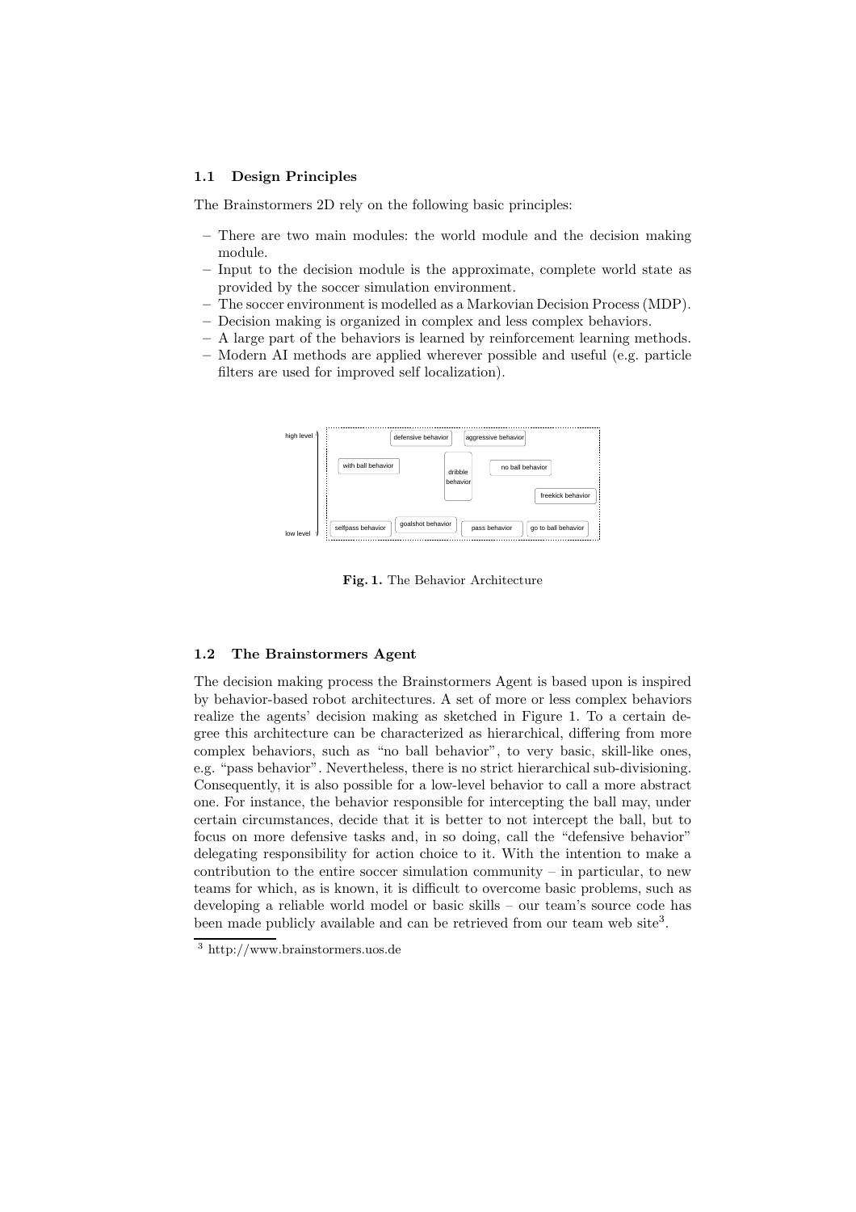### 1.1 Design Principles

The Brainstormers 2D rely on the following basic principles:

- There are two main modules: the world module and the decision making module.
- Input to the decision module is the approximate, complete world state as provided by the soccer simulation environment.
- The soccer environment is modelled as a Markovian Decision Process (MDP).
- Decision making is organized in complex and less complex behaviors.
- A large part of the behaviors is learned by reinforcement learning methods.
- Modern AI methods are applied wherever possible and useful (e.g. particle filters are used for improved self localization).

**Fig. 1.** The Behavior Architecture

### 1.2 The Brainstormers Agent

The decision making process the Brainstormers Agent is based upon is inspired by behavior-based robot architectures. A set of more or less complex behaviors realize the agents' decision making as sketched in Figure 1. To a certain degree this architecture can be characterized as hierarchical, differing from more complex behaviors, such as "no ball behavior", to very basic, skill-like ones, e.g. "pass behavior". Nevertheless, there is no strict hierarchical sub-divisioning. Consequently, it is also possible for a low-level behavior to call a more abstract one. For instance, the behavior responsible for intercepting the ball may, under certain circumstances, decide that it is better to not intercept the ball, but to focus on more defensive tasks and, in so doing, call the "defensive behavior" delegating responsibility for action choice to it. With the intention to make a contribution to the entire soccer simulation community – in particular, to new teams for which, as is known, it is difficult to overcome basic problems, such as developing a reliable world model or basic skills – our team's source code has been made publicly available and can be retrieved from our team web site[3].

[3] http://www.brainstormers.uos.de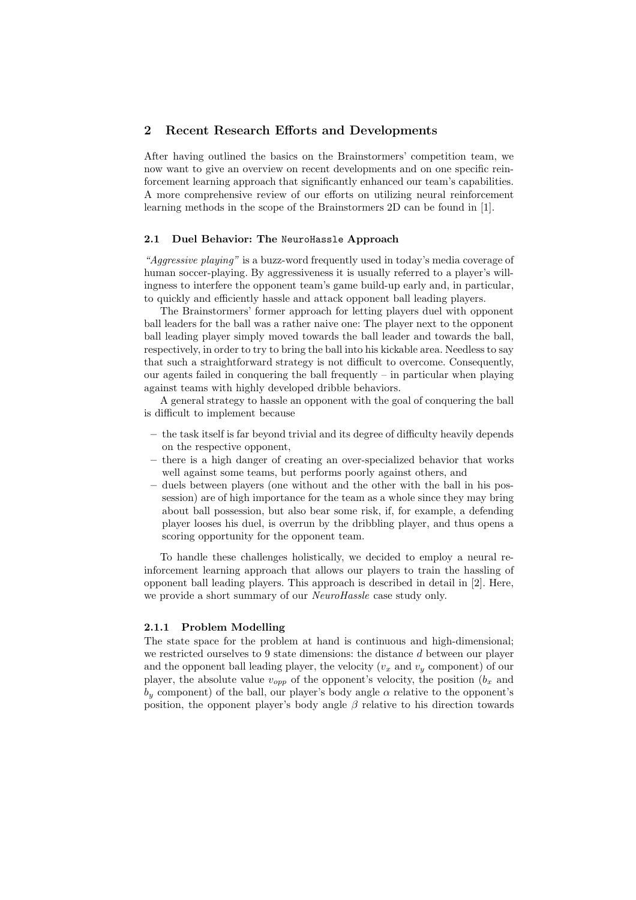## 2 Recent Research Efforts and Developments

After having outlined the basics on the Brainstormers' competition team, we now want to give an overview on recent developments and on one specific reinforcement learning approach that significantly enhanced our team's capabilities. A more comprehensive review of our efforts on utilizing neural reinforcement learning methods in the scope of the Brainstormers 2D can be found in [1].

### 2.1 Duel Behavior: The `NeuroHassle` Approach

*"Aggressive playing"* is a buzz-word frequently used in today's media coverage of human soccer-playing. By aggressiveness it is usually referred to a player's willingness to interfere the opponent team's game build-up early and, in particular, to quickly and efficiently hassle and attack opponent ball leading players.

The Brainstormers' former approach for letting players duel with opponent ball leaders for the ball was a rather naive one: The player next to the opponent ball leading player simply moved towards the ball leader and towards the ball, respectively, in order to try to bring the ball into his kickable area. Needless to say that such a straightforward strategy is not difficult to overcome. Consequently, our agents failed in conquering the ball frequently – in particular when playing against teams with highly developed dribble behaviors.

A general strategy to hassle an opponent with the goal of conquering the ball is difficult to implement because

- the task itself is far beyond trivial and its degree of difficulty heavily depends on the respective opponent,
- there is a high danger of creating an over-specialized behavior that works well against some teams, but performs poorly against others, and
- duels between players (one without and the other with the ball in his possession) are of high importance for the team as a whole since they may bring about ball possession, but also bear some risk, if, for example, a defending player looses his duel, is overrun by the dribbling player, and thus opens a scoring opportunity for the opponent team.

To handle these challenges holistically, we decided to employ a neural reinforcement learning approach that allows our players to train the hassling of opponent ball leading players. This approach is described in detail in [2]. Here, we provide a short summary of our *NeuroHassle* case study only.

#### 2.1.1 Problem Modelling

The state space for the problem at hand is continuous and high-dimensional; we restricted ourselves to 9 state dimensions: the distance $d$ between our player and the opponent ball leading player, the velocity ($v_x$ and $v_y$ component) of our player, the absolute value $v_{opp}$ of the opponent's velocity, the position ($b_x$ and $b_y$ component) of the ball, our player's body angle $\alpha$ relative to the opponent's position, the opponent player's body angle $\beta$ relative to his direction towards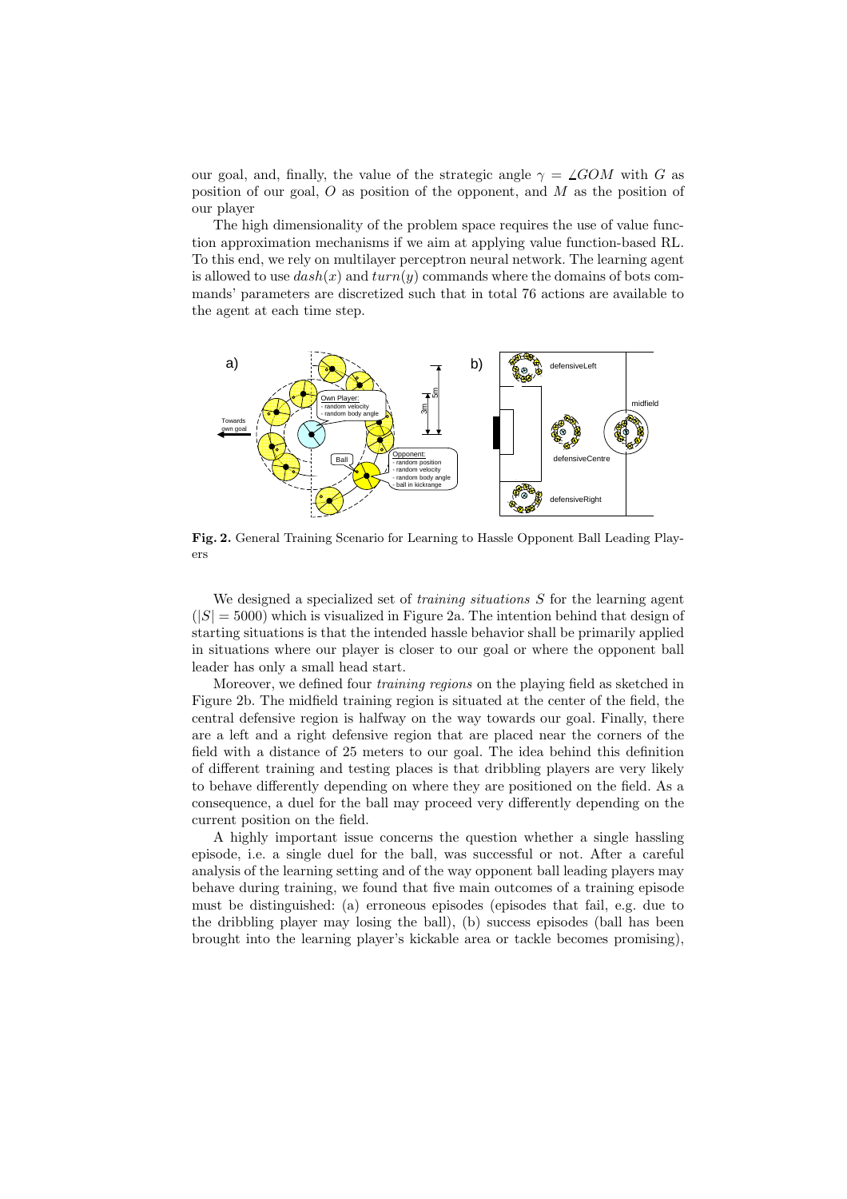our goal, and, finally, the value of the strategic angle $\gamma = \angle GOM$ with $G$ as position of our goal, $O$ as position of the opponent, and $M$ as the position of our player

The high dimensionality of the problem space requires the use of value function approximation mechanisms if we aim at applying value function-based RL. To this end, we rely on multilayer perceptron neural network. The learning agent is allowed to use $dash(x)$ and $turn(y)$ commands where the domains of bots commands' parameters are discretized such that in total 76 actions are available to the agent at each time step.

**Fig. 2.** General Training Scenario for Learning to Hassle Opponent Ball Leading Players

We designed a specialized set of *training situations* $S$ for the learning agent ($|S| = 5000$) which is visualized in Figure 2a. The intention behind that design of starting situations is that the intended hassle behavior shall be primarily applied in situations where our player is closer to our goal or where the opponent ball leader has only a small head start.

Moreover, we defined four *training regions* on the playing field as sketched in Figure 2b. The midfield training region is situated at the center of the field, the central defensive region is halfway on the way towards our goal. Finally, there are a left and a right defensive region that are placed near the corners of the field with a distance of 25 meters to our goal. The idea behind this definition of different training and testing places is that dribbling players are very likely to behave differently depending on where they are positioned on the field. As a consequence, a duel for the ball may proceed very differently depending on the current position on the field.

A highly important issue concerns the question whether a single hassling episode, i.e. a single duel for the ball, was successful or not. After a careful analysis of the learning setting and of the way opponent ball leading players may behave during training, we found that five main outcomes of a training episode must be distinguished: (a) erroneous episodes (episodes that fail, e.g. due to the dribbling player may losing the ball), (b) success episodes (ball has been brought into the learning player's kickable area or tackle becomes promising),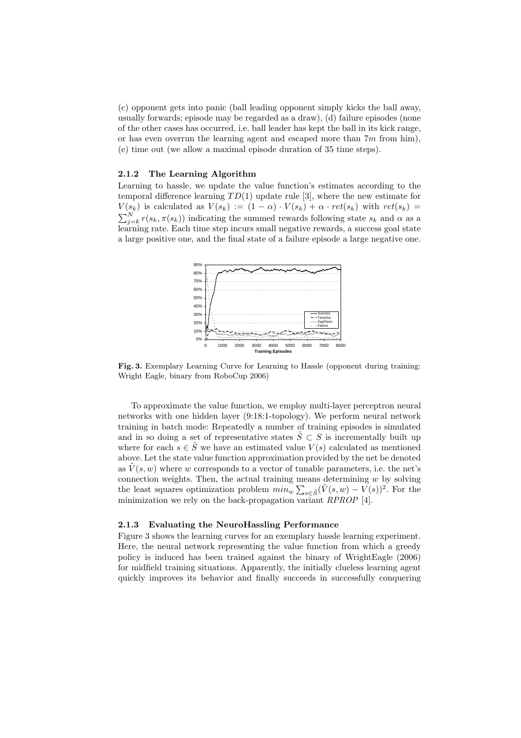(c) opponent gets into panic (ball leading opponent simply kicks the ball away, usually forwards; episode may be regarded as a draw), (d) failure episodes (none of the other cases has occurred, i.e. ball leader has kept the ball in its kick range, or has even overrun the learning agent and escaped more than $7m$ from him), (e) time out (we allow a maximal episode duration of 35 time steps).

### 2.1.2 The Learning Algorithm

Learning to hassle, we update the value function's estimates according to the temporal difference learning $TD(1)$ update rule [3], where the new estimate for $V(s_k)$ is calculated as $V(s_k) := (1-\alpha)\cdot V(s_k) + \alpha \cdot ret(s_k)$ with $ret(s_k) = \sum_{j=k}^{N} r(s_k, \pi(s_k))$ indicating the summed rewards following state $s_k$ and $\alpha$ as a learning rate. Each time step incurs small negative rewards, a success goal state a large positive one, and the final state of a failure episode a large negative one.

**Fig. 3.** Exemplary Learning Curve for Learning to Hassle (opponent during training: Wright Eagle, binary from RoboCup 2006)

To approximate the value function, we employ multi-layer perceptron neural networks with one hidden layer (9:18:1-topology). We perform neural network training in batch mode: Repeatedly a number of training episodes is simulated and in so doing a set of representative states $\tilde{S} \subset S$ is incrementally built up where for each $s \in \tilde{S}$ we have an estimated value $V(s)$ calculated as mentioned above. Let the state value function approximation provided by the net be denoted as $\tilde{V}(s,w)$ where $w$ corresponds to a vector of tunable parameters, i.e. the net's connection weights. Then, the actual training means determining $w$ by solving the least squares optimization problem $min_w \sum_{s \in \tilde{S}} (\tilde{V}(s,w) - V(s))^2$. For the minimization we rely on the back-propagation variant *RPROP* [4].

### 2.1.3 Evaluating the NeuroHassling Performance

Figure 3 shows the learning curves for an exemplary hassle learning experiment. Here, the neural network representing the value function from which a greedy policy is induced has been trained against the binary of WrightEagle (2006) for midfield training situations. Apparently, the initially clueless learning agent quickly improves its behavior and finally succeeds in successfully conquering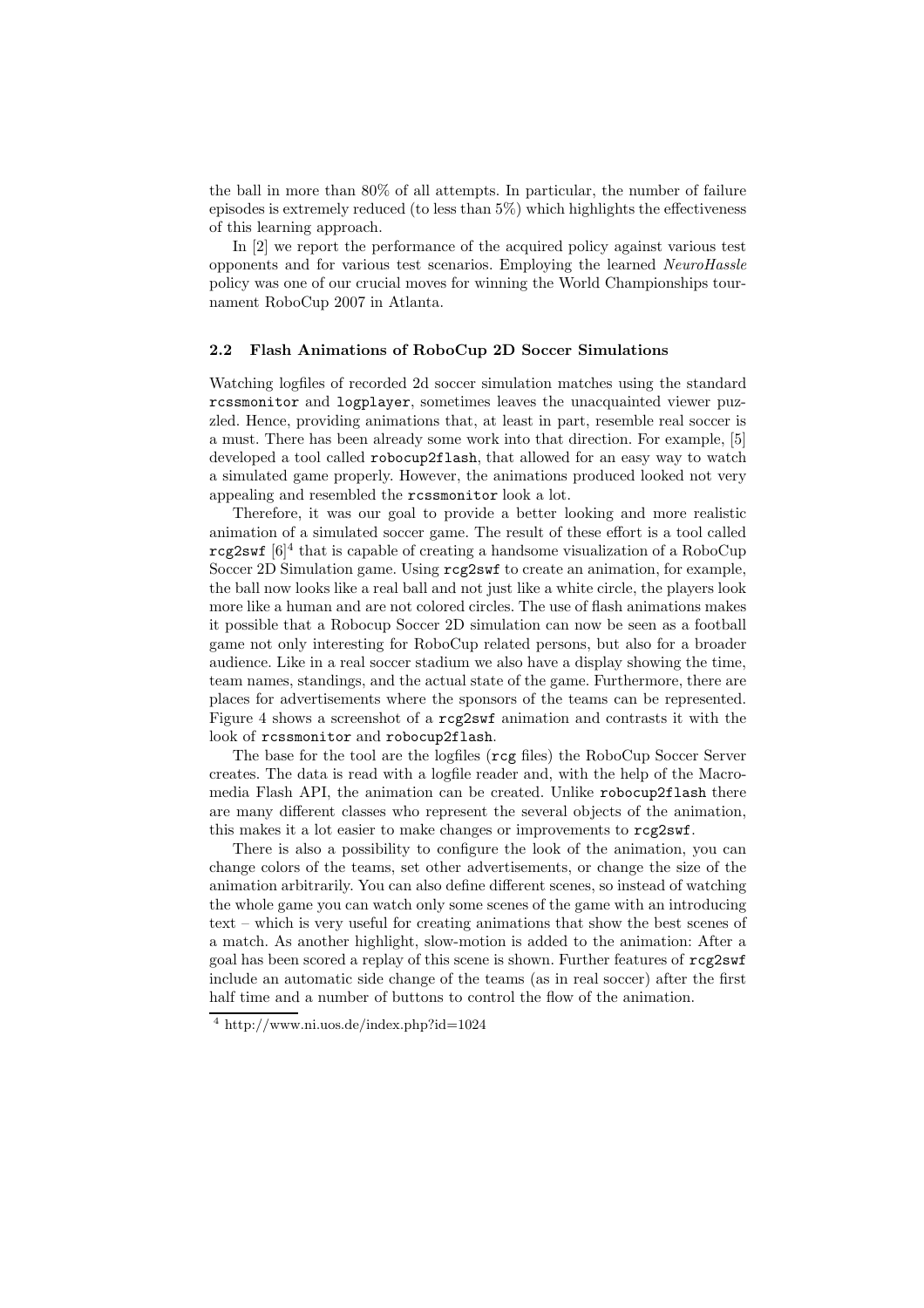the ball in more than 80% of all attempts. In particular, the number of failure episodes is extremely reduced (to less than 5%) which highlights the effectiveness of this learning approach.

In [2] we report the performance of the acquired policy against various test opponents and for various test scenarios. Employing the learned *NeuroHassle* policy was one of our crucial moves for winning the World Championships tournament RoboCup 2007 in Atlanta.

### 2.2 Flash Animations of RoboCup 2D Soccer Simulations

Watching logfiles of recorded 2d soccer simulation matches using the standard `rcssmonitor` and `logplayer`, sometimes leaves the unacquainted viewer puzzled. Hence, providing animations that, at least in part, resemble real soccer is a must. There has been already some work into that direction. For example, [5] developed a tool called `robocup2flash`, that allowed for an easy way to watch a simulated game properly. However, the animations produced looked not very appealing and resembled the `rcssmonitor` look a lot.

Therefore, it was our goal to provide a better looking and more realistic animation of a simulated soccer game. The result of these effort is a tool called `rcg2swf` [6][4] that is capable of creating a handsome visualization of a RoboCup Soccer 2D Simulation game. Using `rcg2swf` to create an animation, for example, the ball now looks like a real ball and not just like a white circle, the players look more like a human and are not colored circles. The use of flash animations makes it possible that a Robocup Soccer 2D simulation can now be seen as a football game not only interesting for RoboCup related persons, but also for a broader audience. Like in a real soccer stadium we also have a display showing the time, team names, standings, and the actual state of the game. Furthermore, there are places for advertisements where the sponsors of the teams can be represented. Figure 4 shows a screenshot of a `rcg2swf` animation and contrasts it with the look of `rcssmonitor` and `robocup2flash`.

The base for the tool are the logfiles (`rcg` files) the RoboCup Soccer Server creates. The data is read with a logfile reader and, with the help of the Macromedia Flash API, the animation can be created. Unlike `robocup2flash` there are many different classes who represent the several objects of the animation, this makes it a lot easier to make changes or improvements to `rcg2swf`.

There is also a possibility to configure the look of the animation, you can change colors of the teams, set other advertisements, or change the size of the animation arbitrarily. You can also define different scenes, so instead of watching the whole game you can watch only some scenes of the game with an introducing text – which is very useful for creating animations that show the best scenes of a match. As another highlight, slow-motion is added to the animation: After a goal has been scored a replay of this scene is shown. Further features of `rcg2swf` include an automatic side change of the teams (as in real soccer) after the first half time and a number of buttons to control the flow of the animation.

[4] http://www.ni.uos.de/index.php?id=1024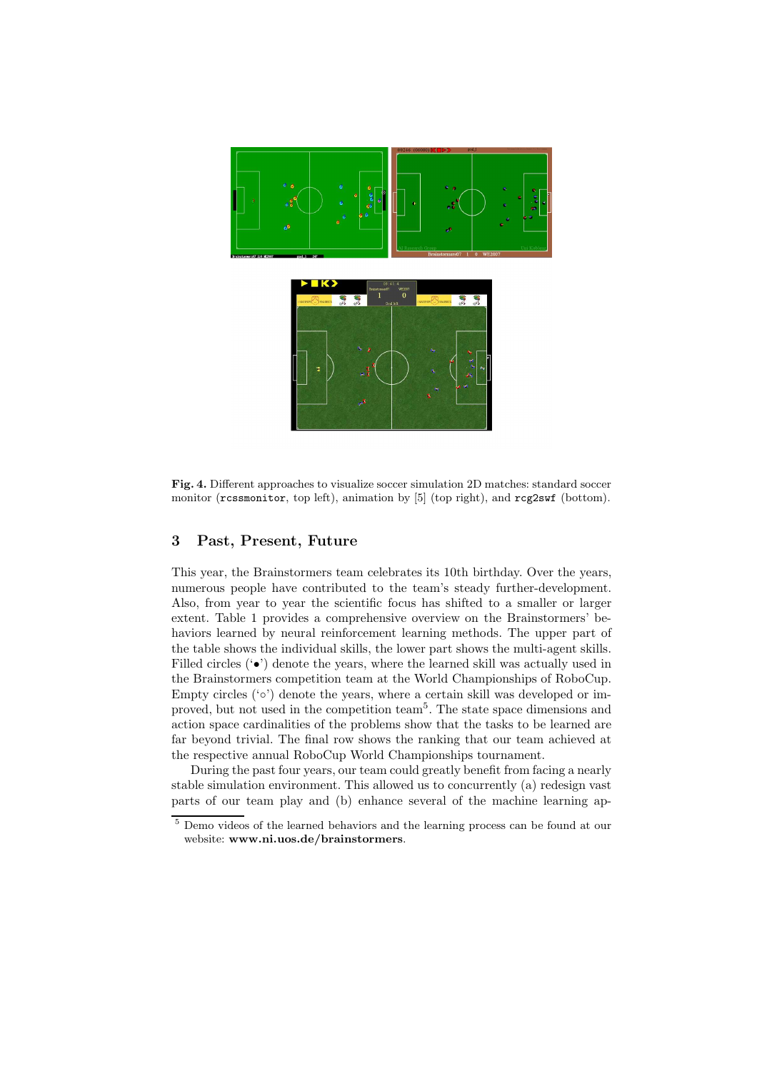**Fig. 4.** Different approaches to visualize soccer simulation 2D matches: standard soccer monitor (`rcssmonitor`, top left), animation by [5] (top right), and `rcg2swf` (bottom).

## 3 Past, Present, Future

This year, the Brainstormers team celebrates its 10th birthday. Over the years, numerous people have contributed to the team's steady further-development. Also, from year to year the scientific focus has shifted to a smaller or larger extent. Table 1 provides a comprehensive overview on the Brainstormers' behaviors learned by neural reinforcement learning methods. The upper part of the table shows the individual skills, the lower part shows the multi-agent skills. Filled circles ('•') denote the years, where the learned skill was actually used in the Brainstormers competition team at the World Championships of RoboCup. Empty circles ('◦') denote the years, where a certain skill was developed or improved, but not used in the competition team[5]. The state space dimensions and action space cardinalities of the problems show that the tasks to be learned are far beyond trivial. The final row shows the ranking that our team achieved at the respective annual RoboCup World Championships tournament.

During the past four years, our team could greatly benefit from facing a nearly stable simulation environment. This allowed us to concurrently (a) redesign vast parts of our team play and (b) enhance several of the machine learning ap-

[5] Demo videos of the learned behaviors and the learning process can be found at our website: **www.ni.uos.de/brainstormers**.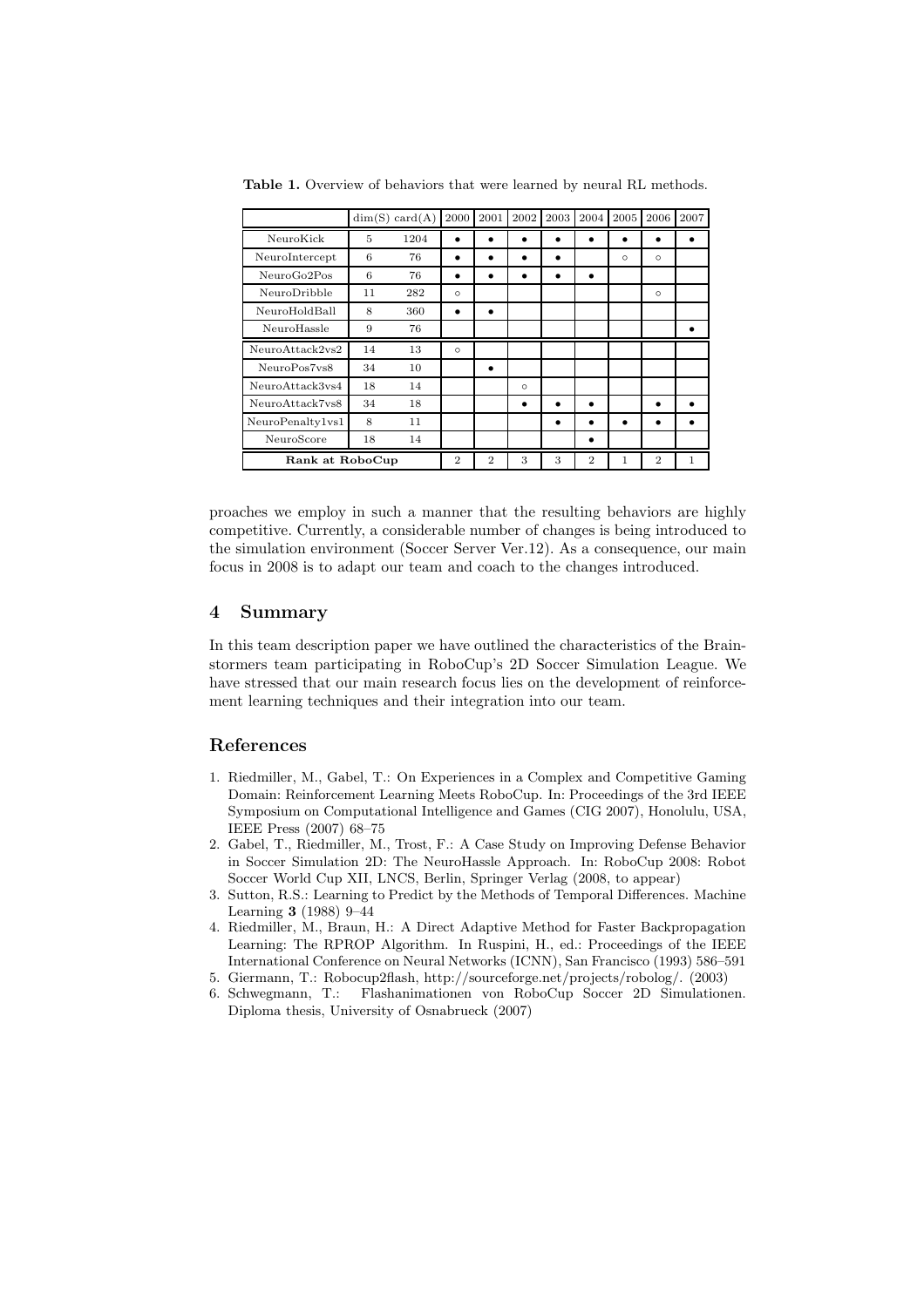**Table 1.** Overview of behaviors that were learned by neural RL methods.

| | dim(S) | card(A) | 2000 | 2001 | 2002 | 2003 | 2004 | 2005 | 2006 | 2007 |
|---|---|---|---|---|---|---|---|---|---|---|
| NeuroKick | 5 | 1204 | • | • | • | • | • | • | • | • |
| NeuroIntercept | 6 | 76 | • | • | • | • | | ◦ | ◦ | |
| NeuroGo2Pos | 6 | 76 | • | • | • | • | • | | | |
| NeuroDribble | 11 | 282 | ◦ | | | | | | ◦ | |
| NeuroHoldBall | 8 | 360 | • | • | | | | | | |
| NeuroHassle | 9 | 76 | | | | | | | | • |
| NeuroAttack2vs2 | 14 | 13 | ◦ | | | | | | | |
| NeuroPos7vs8 | 34 | 10 | | • | | | | | | |
| NeuroAttack3vs4 | 18 | 14 | | | ◦ | | | | | |
| NeuroAttack7vs8 | 34 | 18 | | | • | • | • | | • | • |
| NeuroPenalty1vs1 | 8 | 11 | | | | • | • | • | • | • |
| NeuroScore | 18 | 14 | | | | | • | | | |
| **Rank at RoboCup** | | | 2 | 2 | 3 | 3 | 2 | 1 | 2 | 1 |

proaches we employ in such a manner that the resulting behaviors are highly competitive. Currently, a considerable number of changes is being introduced to the simulation environment (Soccer Server Ver.12). As a consequence, our main focus in 2008 is to adapt our team and coach to the changes introduced.

## 4 Summary

In this team description paper we have outlined the characteristics of the Brainstormers team participating in RoboCup's 2D Soccer Simulation League. We have stressed that our main research focus lies on the development of reinforcement learning techniques and their integration into our team.

## References

1. Riedmiller, M., Gabel, T.: On Experiences in a Complex and Competitive Gaming Domain: Reinforcement Learning Meets RoboCup. In: Proceedings of the 3rd IEEE Symposium on Computational Intelligence and Games (CIG 2007), Honolulu, USA, IEEE Press (2007) 68–75
2. Gabel, T., Riedmiller, M., Trost, F.: A Case Study on Improving Defense Behavior in Soccer Simulation 2D: The NeuroHassle Approach. In: RoboCup 2008: Robot Soccer World Cup XII, LNCS, Berlin, Springer Verlag (2008, to appear)
3. Sutton, R.S.: Learning to Predict by the Methods of Temporal Differences. Machine Learning **3** (1988) 9–44
4. Riedmiller, M., Braun, H.: A Direct Adaptive Method for Faster Backpropagation Learning: The RPROP Algorithm. In Ruspini, H., ed.: Proceedings of the IEEE International Conference on Neural Networks (ICNN), San Francisco (1993) 586–591
5. Giermann, T.: Robocup2flash, http://sourceforge.net/projects/robolog/. (2003)
6. Schwegmann, T.: Flashanimationen von RoboCup Soccer 2D Simulationen. Diploma thesis, University of Osnabrueck (2007)